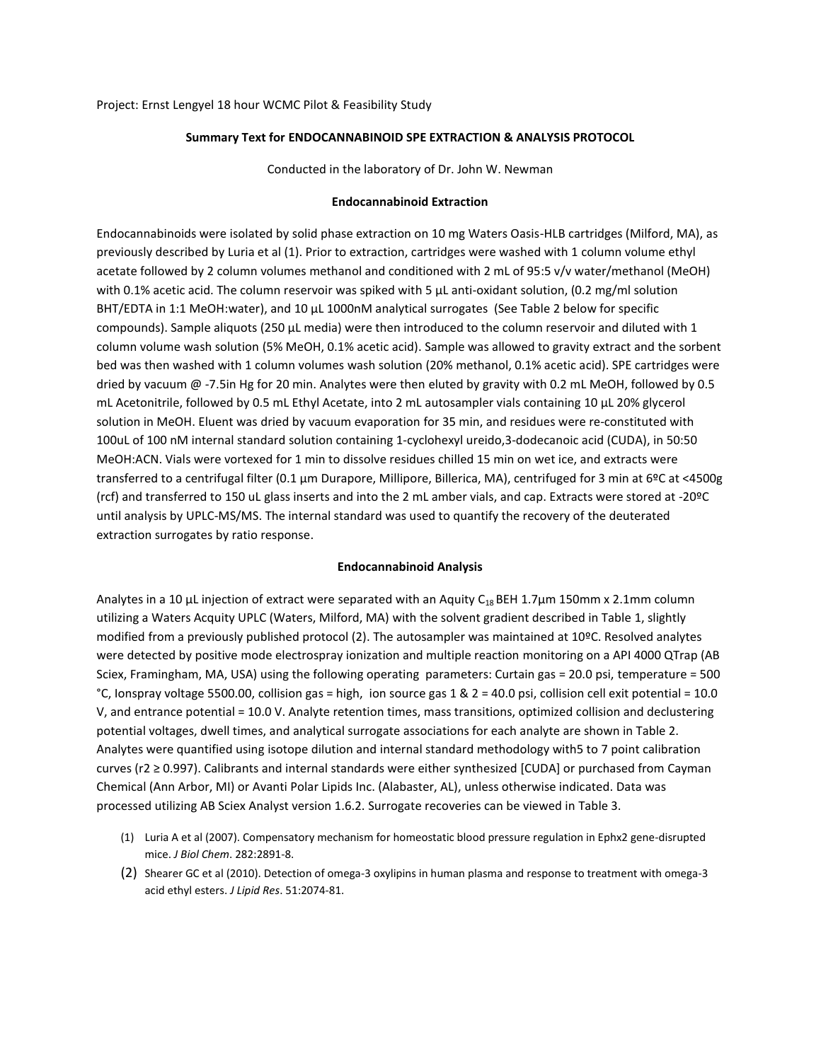Project: Ernst Lengyel 18 hour WCMC Pilot & Feasibility Study

**Summary Text for ENDOCANNABINOID SPE EXTRACTION & ANALYSIS PROTOCOL**

Conducted in the laboratory of Dr. John W. Newman

**Endocannabinoid Extraction**

Endocannabinoids were isolated by solid phase extraction on 10 mg Waters Oasis-HLB cartridges (Milford, MA), as previously described by Luria et al (1). Prior to extraction, cartridges were washed with 1 column volume ethyl acetate followed by 2 column volumes methanol and conditioned with 2 mL of 95:5 v/v water/methanol (MeOH) with 0.1% acetic acid. The column reservoir was spiked with 5 µL anti-oxidant solution, (0.2 mg/ml solution BHT/EDTA in 1:1 MeOH:water), and 10 µL 1000nM analytical surrogates (See Table 2 below for specific compounds). Sample aliquots (250 µL media) were then introduced to the column reservoir and diluted with 1 column volume wash solution (5% MeOH, 0.1% acetic acid). Sample was allowed to gravity extract and the sorbent bed was then washed with 1 column volumes wash solution (20% methanol, 0.1% acetic acid). SPE cartridges were dried by vacuum @ -7.5in Hg for 20 min. Analytes were then eluted by gravity with 0.2 mL MeOH, followed by 0.5 mL Acetonitrile, followed by 0.5 mL Ethyl Acetate, into 2 mL autosampler vials containing 10 µL 20% glycerol solution in MeOH. Eluent was dried by vacuum evaporation for 35 min, and residues were re-constituted with 100uL of 100 nM internal standard solution containing 1-cyclohexyl ureido,3-dodecanoic acid (CUDA), in 50:50 MeOH:ACN. Vials were vortexed for 1 min to dissolve residues chilled 15 min on wet ice, and extracts were transferred to a centrifugal filter (0.1 µm Durapore, Millipore, Billerica, MA), centrifuged for 3 min at 6ºC at <4500g (rcf) and transferred to 150 uL glass inserts and into the 2 mL amber vials, and cap. Extracts were stored at -20ºC until analysis by UPLC-MS/MS. The internal standard was used to quantify the recovery of the deuterated extraction surrogates by ratio response.

**Endocannabinoid Analysis**

Analytes in a 10 µL injection of extract were separated with an Aquity $C_{18}$ BEH 1.7µm 150mm x 2.1mm column utilizing a Waters Acquity UPLC (Waters, Milford, MA) with the solvent gradient described in Table 1, slightly modified from a previously published protocol (2). The autosampler was maintained at 10ºC. Resolved analytes were detected by positive mode electrospray ionization and multiple reaction monitoring on a API 4000 QTrap (AB Sciex, Framingham, MA, USA) using the following operating parameters: Curtain gas = 20.0 psi, temperature = 500 °C, Ionspray voltage 5500.00, collision gas = high, ion source gas 1 & 2 = 40.0 psi, collision cell exit potential = 10.0 V, and entrance potential = 10.0 V. Analyte retention times, mass transitions, optimized collision and declustering potential voltages, dwell times, and analytical surrogate associations for each analyte are shown in Table 2. Analytes were quantified using isotope dilution and internal standard methodology with5 to 7 point calibration curves ($r2 \geq 0.997$). Calibrants and internal standards were either synthesized [CUDA] or purchased from Cayman Chemical (Ann Arbor, MI) or Avanti Polar Lipids Inc. (Alabaster, AL), unless otherwise indicated. Data was processed utilizing AB Sciex Analyst version 1.6.2. Surrogate recoveries can be viewed in Table 3.

(1) Luria A et al (2007). Compensatory mechanism for homeostatic blood pressure regulation in Ephx2 gene-disrupted mice. *J Biol Chem*. 282:2891-8.

(2) Shearer GC et al (2010). Detection of omega-3 oxylipins in human plasma and response to treatment with omega-3 acid ethyl esters. *J Lipid Res*. 51:2074-81.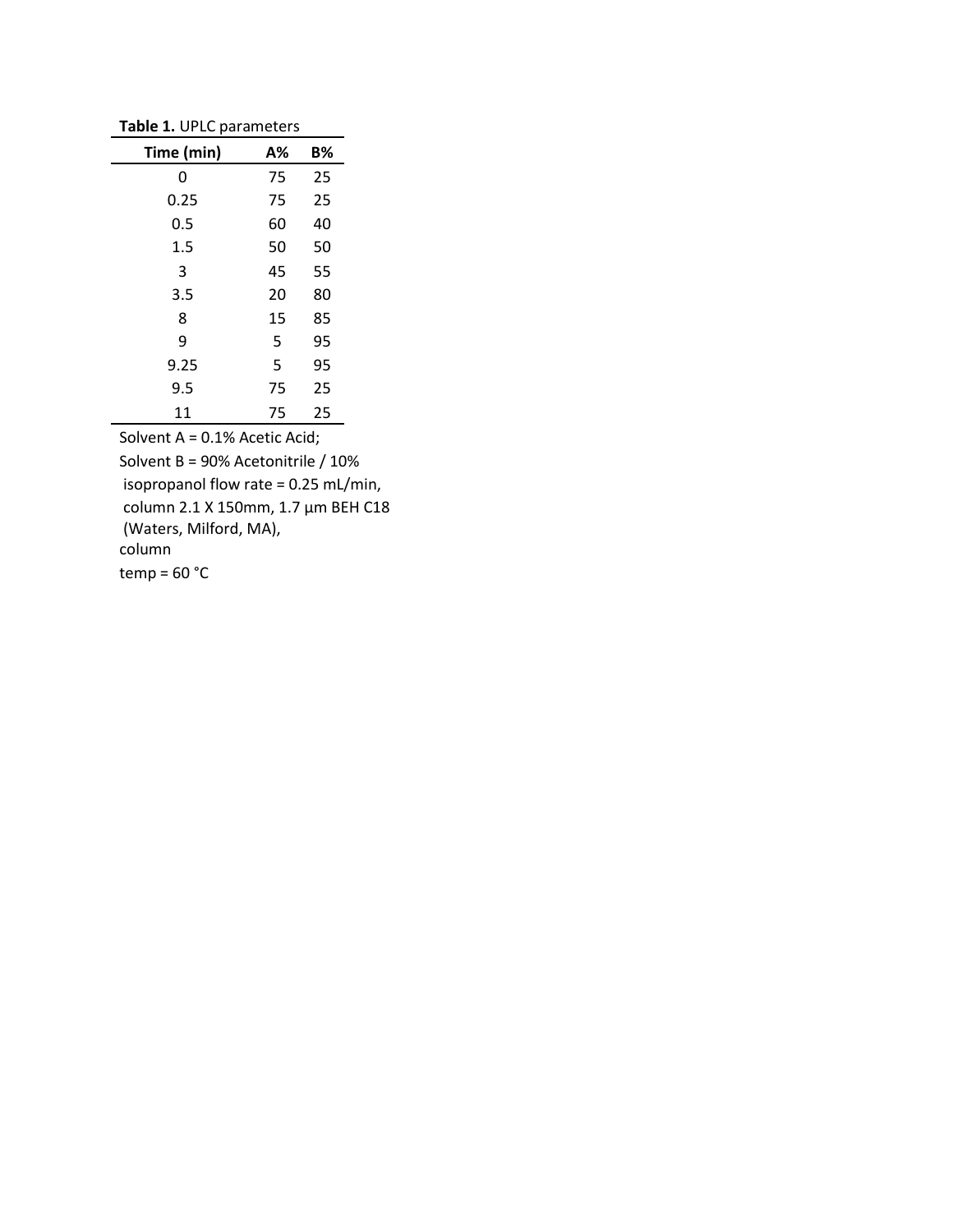**Table 1.** UPLC parameters

| Time (min) | A% | B% |
|---|---|---|
| 0 | 75 | 25 |
| 0.25 | 75 | 25 |
| 0.5 | 60 | 40 |
| 1.5 | 50 | 50 |
| 3 | 45 | 55 |
| 3.5 | 20 | 80 |
| 8 | 15 | 85 |
| 9 | 5 | 95 |
| 9.25 | 5 | 95 |
| 9.5 | 75 | 25 |
| 11 | 75 | 25 |

Solvent A = 0.1% Acetic Acid;
Solvent B = 90% Acetonitrile / 10% isopropanol flow rate = 0.25 mL/min, column 2.1 X 150mm, 1.7 µm BEH C18 (Waters, Milford, MA),
column
temp = 60 °C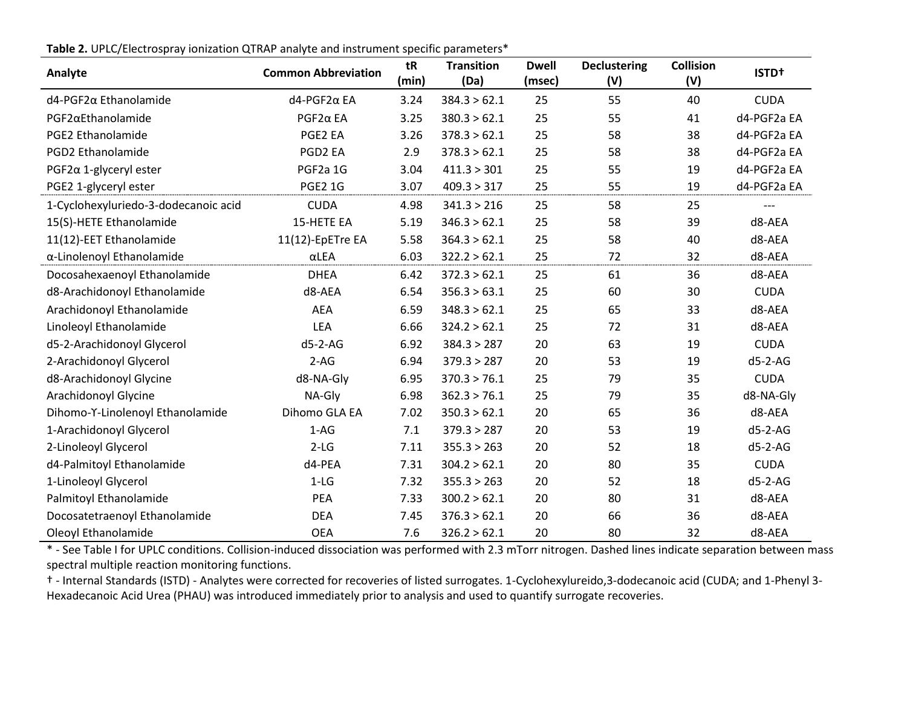**Table 2.** UPLC/Electrospray ionization QTRAP analyte and instrument specific parameters*

| Analyte | Common Abbreviation | tR (min) | Transition (Da) | Dwell (msec) | Declustering (V) | Collision (V) | ISTD† |
|---|---|---|---|---|---|---|---|
| d4-PGF2α Ethanolamide | d4-PGF2α EA | 3.24 | 384.3 > 62.1 | 25 | 55 | 40 | CUDA |
| PGF2αEthanolamide | PGF2α EA | 3.25 | 380.3 > 62.1 | 25 | 55 | 41 | d4-PGF2a EA |
| PGE2 Ethanolamide | PGE2 EA | 3.26 | 378.3 > 62.1 | 25 | 58 | 38 | d4-PGF2a EA |
| PGD2 Ethanolamide | PGD2 EA | 2.9 | 378.3 > 62.1 | 25 | 58 | 38 | d4-PGF2a EA |
| PGF2α 1-glyceryl ester | PGF2a 1G | 3.04 | 411.3 > 301 | 25 | 55 | 19 | d4-PGF2a EA |
| PGE2 1-glyceryl ester | PGE2 1G | 3.07 | 409.3 > 317 | 25 | 55 | 19 | d4-PGF2a EA |
| 1-Cyclohexyluriedo-3-dodecanoic acid | CUDA | 4.98 | 341.3 > 216 | 25 | 58 | 25 | --- |
| 15(S)-HETE Ethanolamide | 15-HETE EA | 5.19 | 346.3 > 62.1 | 25 | 58 | 39 | d8-AEA |
| 11(12)-EET Ethanolamide | 11(12)-EpETre EA | 5.58 | 364.3 > 62.1 | 25 | 58 | 40 | d8-AEA |
| α-Linolenoyl Ethanolamide | αLEA | 6.03 | 322.2 > 62.1 | 25 | 72 | 32 | d8-AEA |
| Docosahexaenoyl Ethanolamide | DHEA | 6.42 | 372.3 > 62.1 | 25 | 61 | 36 | d8-AEA |
| d8-Arachidonoyl Ethanolamide | d8-AEA | 6.54 | 356.3 > 63.1 | 25 | 60 | 30 | CUDA |
| Arachidonoyl Ethanolamide | AEA | 6.59 | 348.3 > 62.1 | 25 | 65 | 33 | d8-AEA |
| Linoleoyl Ethanolamide | LEA | 6.66 | 324.2 > 62.1 | 25 | 72 | 31 | d8-AEA |
| d5-2-Arachidonoyl Glycerol | d5-2-AG | 6.92 | 384.3 > 287 | 20 | 63 | 19 | CUDA |
| 2-Arachidonoyl Glycerol | 2-AG | 6.94 | 379.3 > 287 | 20 | 53 | 19 | d5-2-AG |
| d8-Arachidonoyl Glycine | d8-NA-Gly | 6.95 | 370.3 > 76.1 | 25 | 79 | 35 | CUDA |
| Arachidonoyl Glycine | NA-Gly | 6.98 | 362.3 > 76.1 | 25 | 79 | 35 | d8-NA-Gly |
| Dihomo-Ɣ-Linolenoyl Ethanolamide | Dihomo GLA EA | 7.02 | 350.3 > 62.1 | 20 | 65 | 36 | d8-AEA |
| 1-Arachidonoyl Glycerol | 1-AG | 7.1 | 379.3 > 287 | 20 | 53 | 19 | d5-2-AG |
| 2-Linoleoyl Glycerol | 2-LG | 7.11 | 355.3 > 263 | 20 | 52 | 18 | d5-2-AG |
| d4-Palmitoyl Ethanolamide | d4-PEA | 7.31 | 304.2 > 62.1 | 20 | 80 | 35 | CUDA |
| 1-Linoleoyl Glycerol | 1-LG | 7.32 | 355.3 > 263 | 20 | 52 | 18 | d5-2-AG |
| Palmitoyl Ethanolamide | PEA | 7.33 | 300.2 > 62.1 | 20 | 80 | 31 | d8-AEA |
| Docosatetraenoyl Ethanolamide | DEA | 7.45 | 376.3 > 62.1 | 20 | 66 | 36 | d8-AEA |
| Oleoyl Ethanolamide | OEA | 7.6 | 326.2 > 62.1 | 20 | 80 | 32 | d8-AEA |

\* - See Table I for UPLC conditions. Collision-induced dissociation was performed with 2.3 mTorr nitrogen. Dashed lines indicate separation between mass spectral multiple reaction monitoring functions.

† - Internal Standards (ISTD) - Analytes were corrected for recoveries of listed surrogates. 1-Cyclohexylureido,3-dodecanoic acid (CUDA; and 1-Phenyl 3-Hexadecanoic Acid Urea (PHAU) was introduced immediately prior to analysis and used to quantify surrogate recoveries.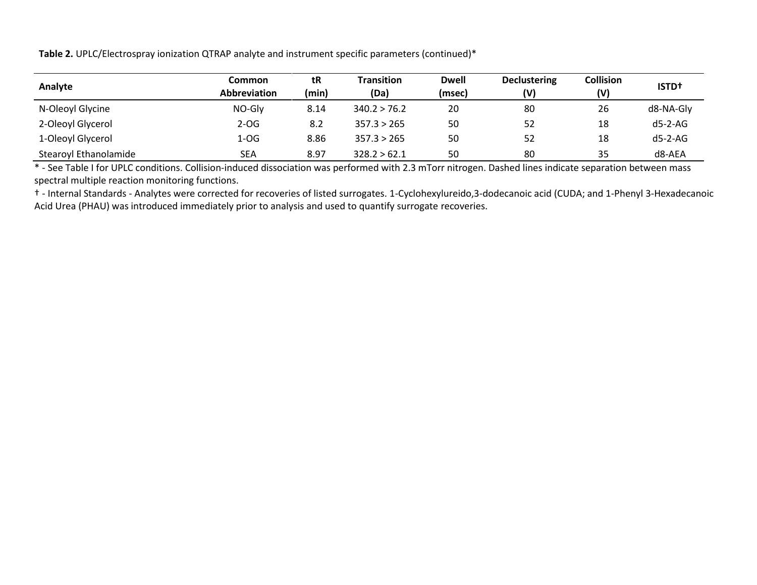**Table 2.** UPLC/Electrospray ionization QTRAP analyte and instrument specific parameters (continued)*

| Analyte | Common Abbreviation | tR (min) | Transition (Da) | Dwell (msec) | Declustering (V) | Collision (V) | ISTD† |
|---|---|---|---|---|---|---|---|
| N-Oleoyl Glycine | NO-Gly | 8.14 | 340.2 > 76.2 | 20 | 80 | 26 | d8-NA-Gly |
| 2-Oleoyl Glycerol | 2-OG | 8.2 | 357.3 > 265 | 50 | 52 | 18 | d5-2-AG |
| 1-Oleoyl Glycerol | 1-OG | 8.86 | 357.3 > 265 | 50 | 52 | 18 | d5-2-AG |
| Stearoyl Ethanolamide | SEA | 8.97 | 328.2 > 62.1 | 50 | 80 | 35 | d8-AEA |

* - See Table I for UPLC conditions. Collision-induced dissociation was performed with 2.3 mTorr nitrogen. Dashed lines indicate separation between mass spectral multiple reaction monitoring functions.

† - Internal Standards - Analytes were corrected for recoveries of listed surrogates. 1-Cyclohexylureido,3-dodecanoic acid (CUDA; and 1-Phenyl 3-Hexadecanoic Acid Urea (PHAU) was introduced immediately prior to analysis and used to quantify surrogate recoveries.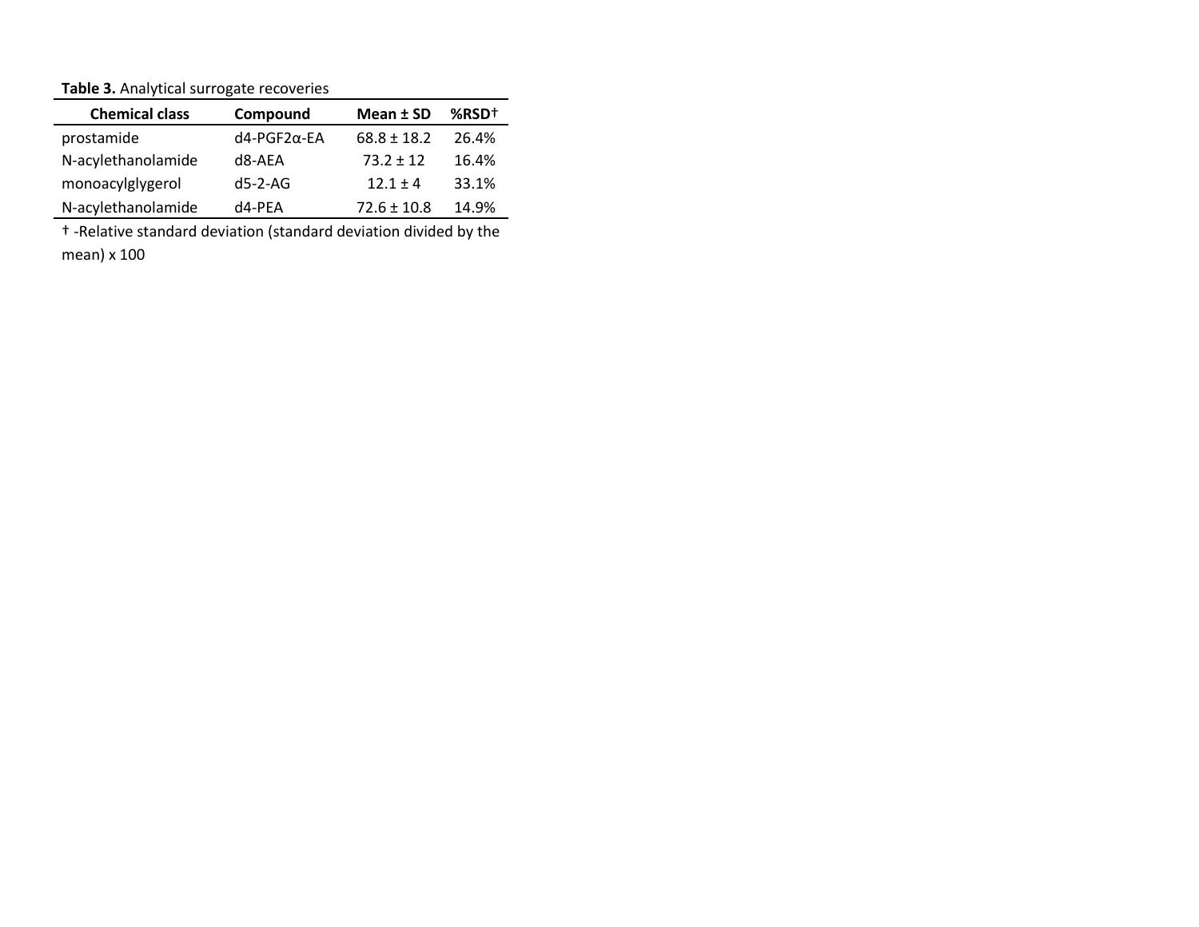**Table 3.** Analytical surrogate recoveries

| Chemical class | Compound | Mean ± SD | %RSD† |
|---|---|---|---|
| prostamide | d4-PGF2α-EA | 68.8 ± 18.2 | 26.4% |
| N-acylethanolamide | d8-AEA | 73.2 ± 12 | 16.4% |
| monoacylglygerol | d5-2-AG | 12.1 ± 4 | 33.1% |
| N-acylethanolamide | d4-PEA | 72.6 ± 10.8 | 14.9% |

† -Relative standard deviation (standard deviation divided by the mean) x 100